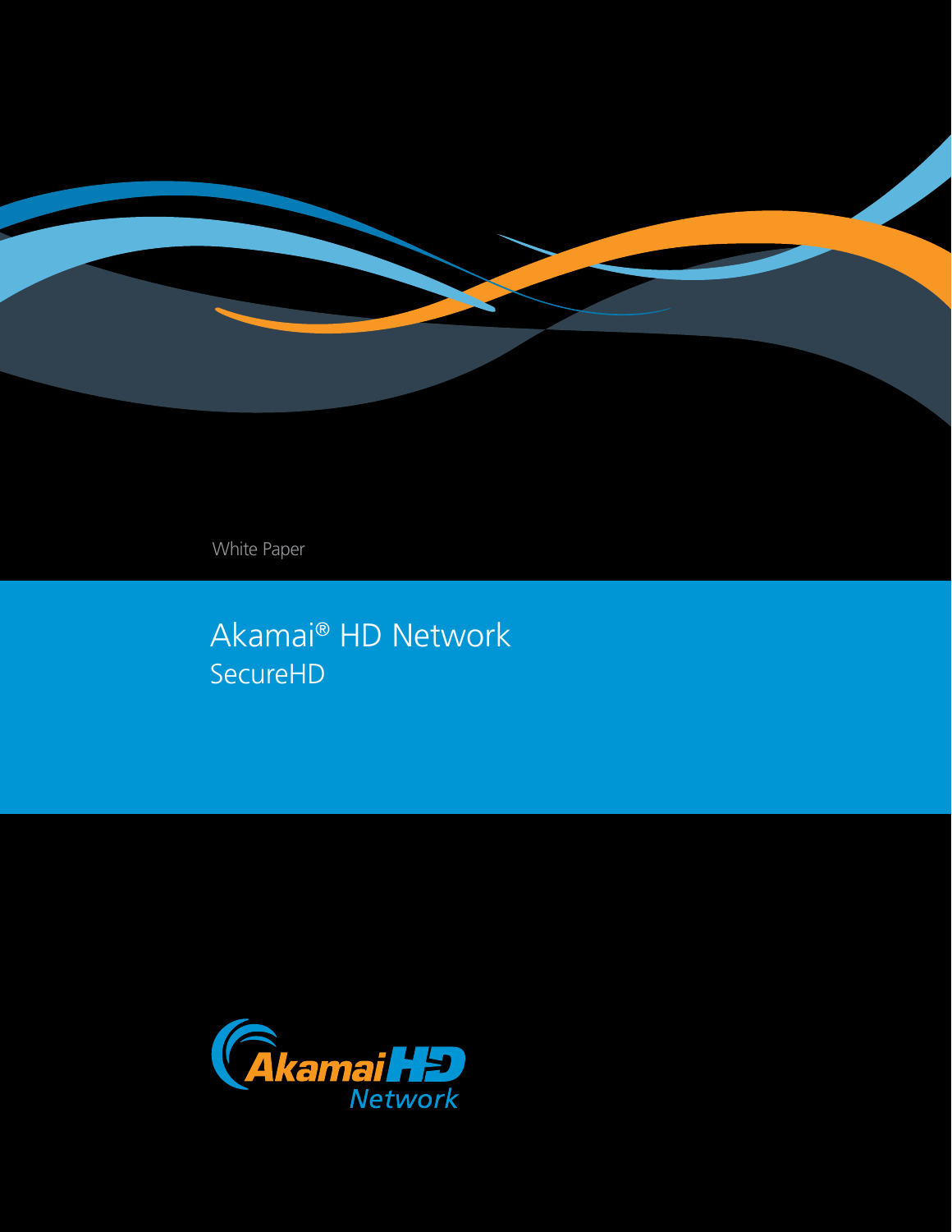White Paper

# Akamai® HD Network

## SecureHD

Akamai HD Network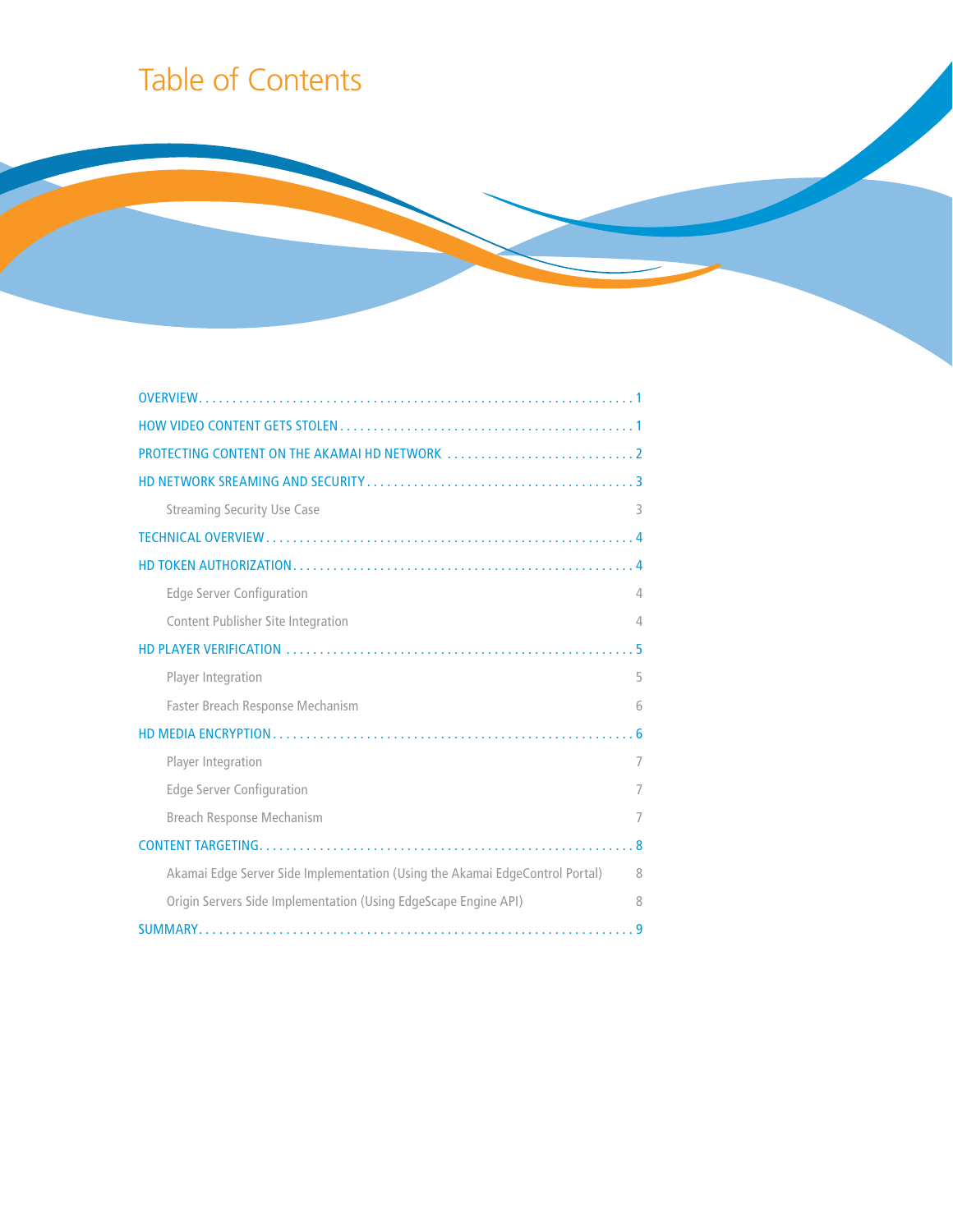# Table of Contents

- OVERVIEW . . . . . . . . . . 1
- HOW VIDEO CONTENT GETS STOLEN . . . . . . . . . . 1
- PROTECTING CONTENT ON THE AKAMAI HD NETWORK . . . . . . . . . . 2
- HD NETWORK SREAMING AND SECURITY . . . . . . . . . . 3
  - Streaming Security Use Case 3
- TECHNICAL OVERVIEW . . . . . . . . . . 4
- HD TOKEN AUTHORIZATION . . . . . . . . . . 4
  - Edge Server Configuration 4
  - Content Publisher Site Integration 4
- HD PLAYER VERIFICATION . . . . . . . . . . 5
  - Player Integration 5
  - Faster Breach Response Mechanism 6
- HD MEDIA ENCRYPTION . . . . . . . . . . 6
  - Player Integration 7
  - Edge Server Configuration 7
  - Breach Response Mechanism 7
- CONTENT TARGETING . . . . . . . . . . 8
  - Akamai Edge Server Side Implementation (Using the Akamai EdgeControl Portal) 8
  - Origin Servers Side Implementation (Using EdgeScape Engine API) 8
- SUMMARY . . . . . . . . . . 9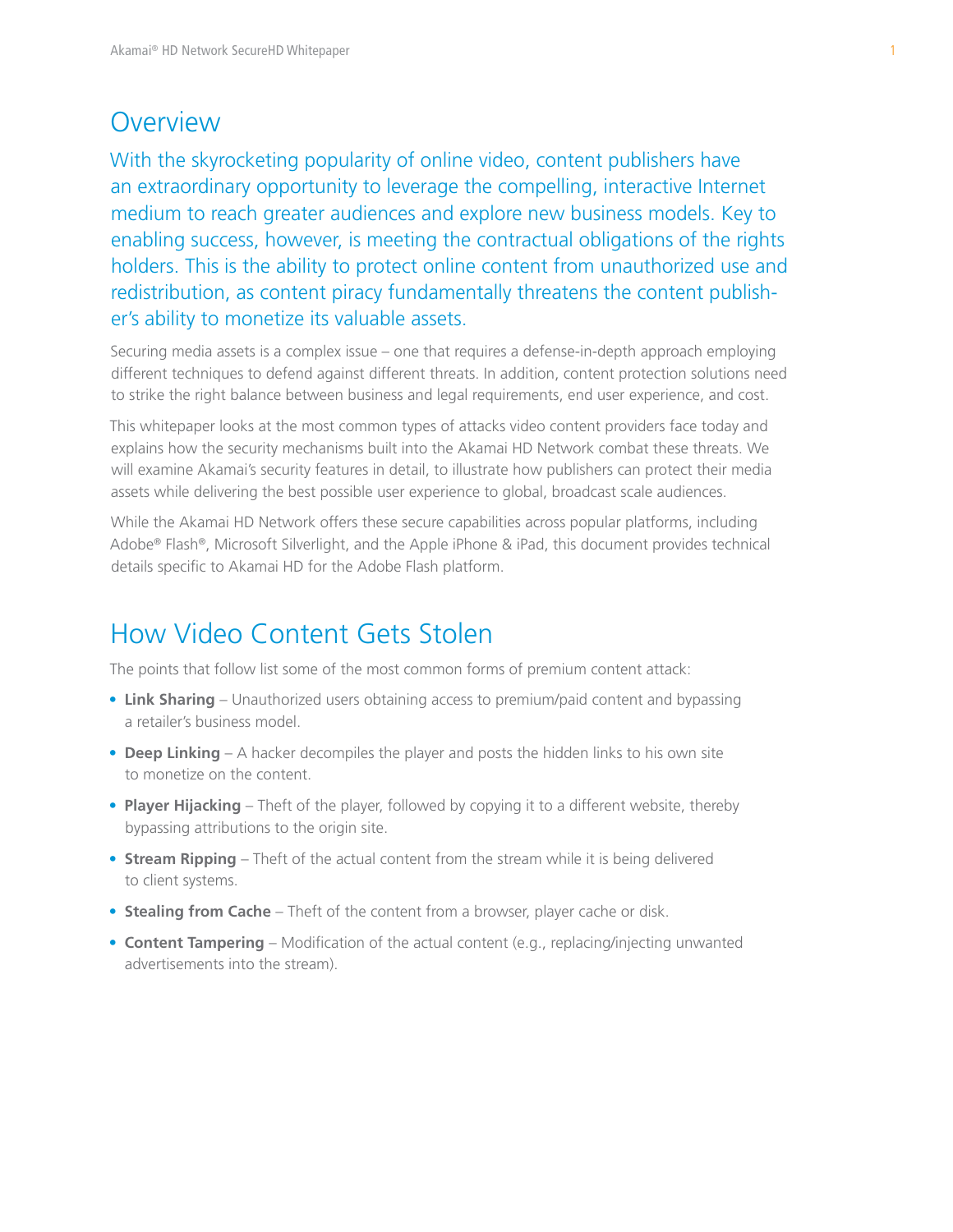## Overview

With the skyrocketing popularity of online video, content publishers have an extraordinary opportunity to leverage the compelling, interactive Internet medium to reach greater audiences and explore new business models. Key to enabling success, however, is meeting the contractual obligations of the rights holders. This is the ability to protect online content from unauthorized use and redistribution, as content piracy fundamentally threatens the content publisher's ability to monetize its valuable assets.

Securing media assets is a complex issue – one that requires a defense-in-depth approach employing different techniques to defend against different threats. In addition, content protection solutions need to strike the right balance between business and legal requirements, end user experience, and cost.

This whitepaper looks at the most common types of attacks video content providers face today and explains how the security mechanisms built into the Akamai HD Network combat these threats. We will examine Akamai's security features in detail, to illustrate how publishers can protect their media assets while delivering the best possible user experience to global, broadcast scale audiences.

While the Akamai HD Network offers these secure capabilities across popular platforms, including Adobe® Flash®, Microsoft Silverlight, and the Apple iPhone & iPad, this document provides technical details specific to Akamai HD for the Adobe Flash platform.

## How Video Content Gets Stolen

The points that follow list some of the most common forms of premium content attack:

- **Link Sharing** – Unauthorized users obtaining access to premium/paid content and bypassing a retailer's business model.
- **Deep Linking** – A hacker decompiles the player and posts the hidden links to his own site to monetize on the content.
- **Player Hijacking** – Theft of the player, followed by copying it to a different website, thereby bypassing attributions to the origin site.
- **Stream Ripping** – Theft of the actual content from the stream while it is being delivered to client systems.
- **Stealing from Cache** – Theft of the content from a browser, player cache or disk.
- **Content Tampering** – Modification of the actual content (e.g., replacing/injecting unwanted advertisements into the stream).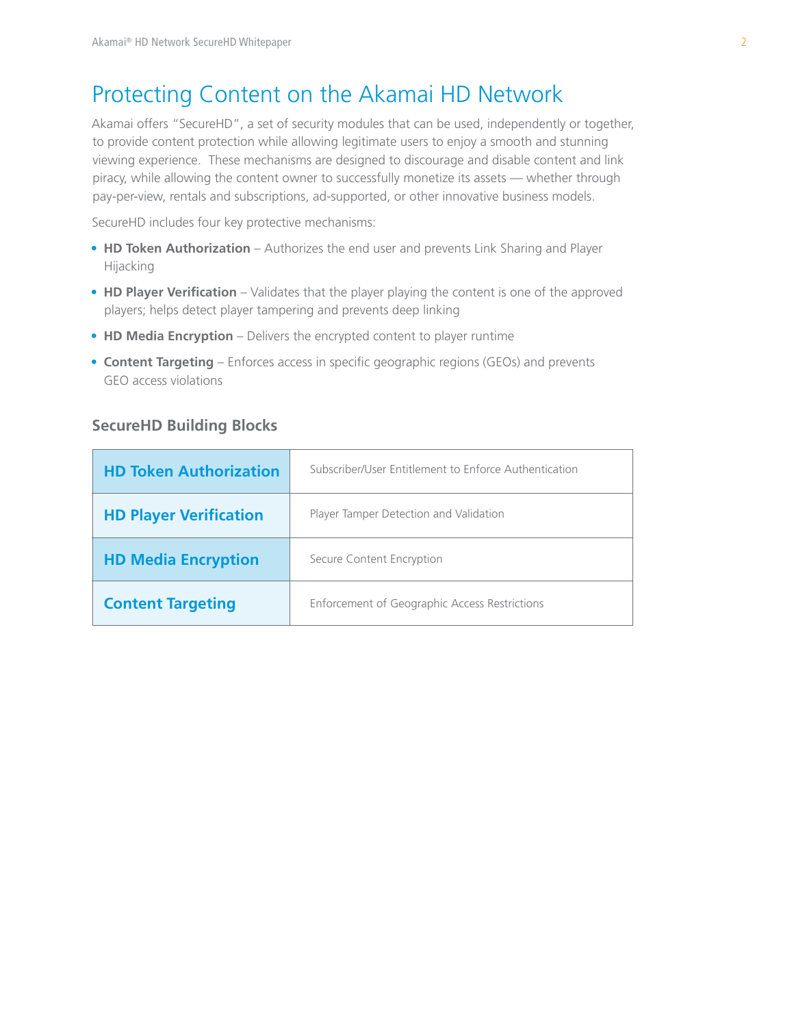# Protecting Content on the Akamai HD Network

Akamai offers "SecureHD", a set of security modules that can be used, independently or together, to provide content protection while allowing legitimate users to enjoy a smooth and stunning viewing experience. These mechanisms are designed to discourage and disable content and link piracy, while allowing the content owner to successfully monetize its assets — whether through pay-per-view, rentals and subscriptions, ad-supported, or other innovative business models.

SecureHD includes four key protective mechanisms:

- **HD Token Authorization** – Authorizes the end user and prevents Link Sharing and Player Hijacking
- **HD Player Verification** – Validates that the player playing the content is one of the approved players; helps detect player tampering and prevents deep linking
- **HD Media Encryption** – Delivers the encrypted content to player runtime
- **Content Targeting** – Enforces access in specific geographic regions (GEOs) and prevents GEO access violations

### SecureHD Building Blocks

| | |
|---|---|
| **HD Token Authorization** | Subscriber/User Entitlement to Enforce Authentication |
| **HD Player Verification** | Player Tamper Detection and Validation |
| **HD Media Encryption** | Secure Content Encryption |
| **Content Targeting** | Enforcement of Geographic Access Restrictions |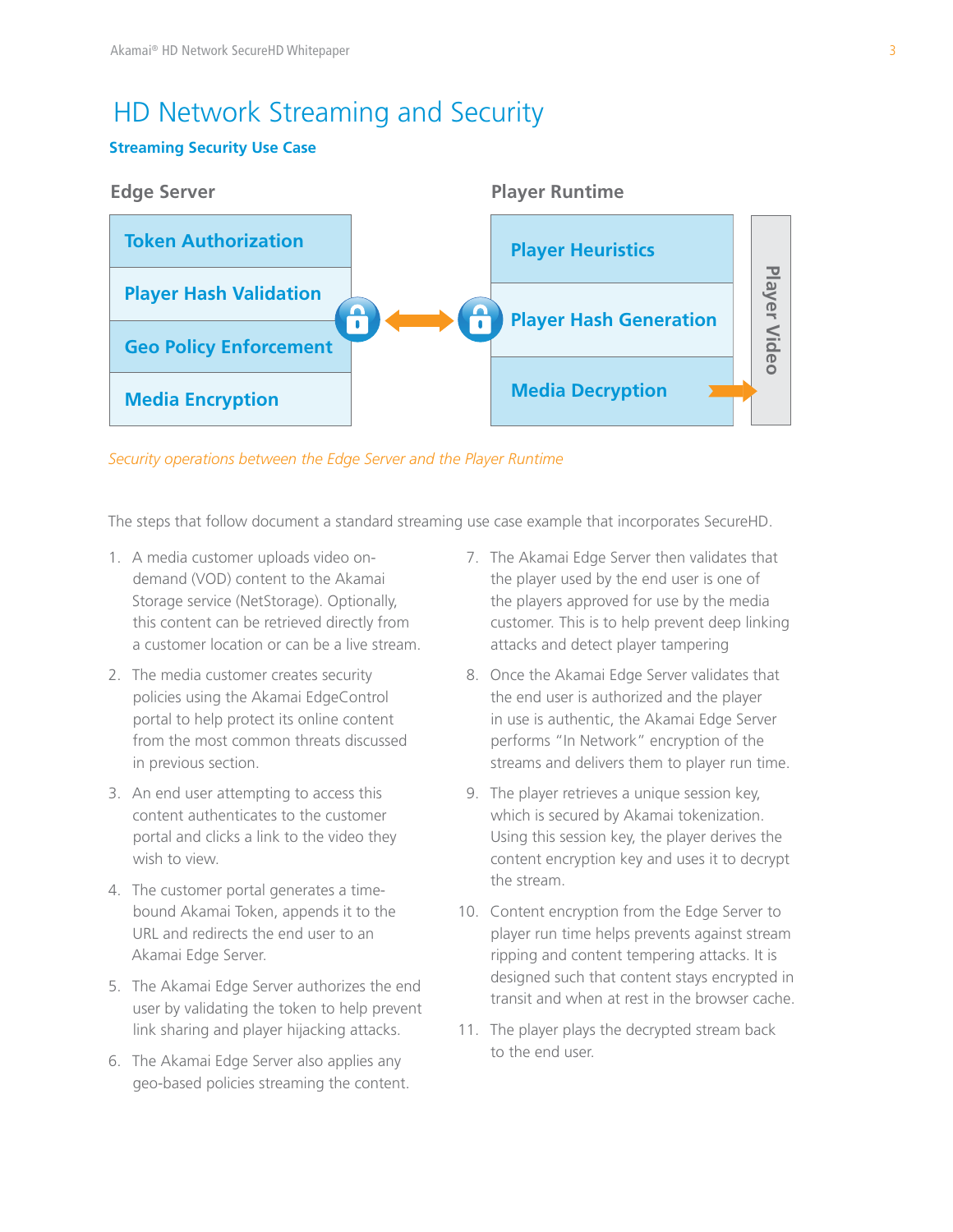# HD Network Streaming and Security

## Streaming Security Use Case

| Edge Server | Player Runtime |
|---|---|
| Token Authorization | Player Heuristics |
| Player Hash Validation | Player Hash Generation |
| Geo Policy Enforcement | Media Decryption |
| Media Encryption | |

Player Video

*Security operations between the Edge Server and the Player Runtime*

The steps that follow document a standard streaming use case example that incorporates SecureHD.

1. A media customer uploads video on-demand (VOD) content to the Akamai Storage service (NetStorage). Optionally, this content can be retrieved directly from a customer location or can be a live stream.
2. The media customer creates security policies using the Akamai EdgeControl portal to help protect its online content from the most common threats discussed in previous section.
3. An end user attempting to access this content authenticates to the customer portal and clicks a link to the video they wish to view.
4. The customer portal generates a time-bound Akamai Token, appends it to the URL and redirects the end user to an Akamai Edge Server.
5. The Akamai Edge Server authorizes the end user by validating the token to help prevent link sharing and player hijacking attacks.
6. The Akamai Edge Server also applies any geo-based policies streaming the content.
7. The Akamai Edge Server then validates that the player used by the end user is one of the players approved for use by the media customer. This is to help prevent deep linking attacks and detect player tampering
8. Once the Akamai Edge Server validates that the end user is authorized and the player in use is authentic, the Akamai Edge Server performs "In Network" encryption of the streams and delivers them to player run time.
9. The player retrieves a unique session key, which is secured by Akamai tokenization. Using this session key, the player derives the content encryption key and uses it to decrypt the stream.
10. Content encryption from the Edge Server to player run time helps prevents against stream ripping and content tempering attacks. It is designed such that content stays encrypted in transit and when at rest in the browser cache.
11. The player plays the decrypted stream back to the end user.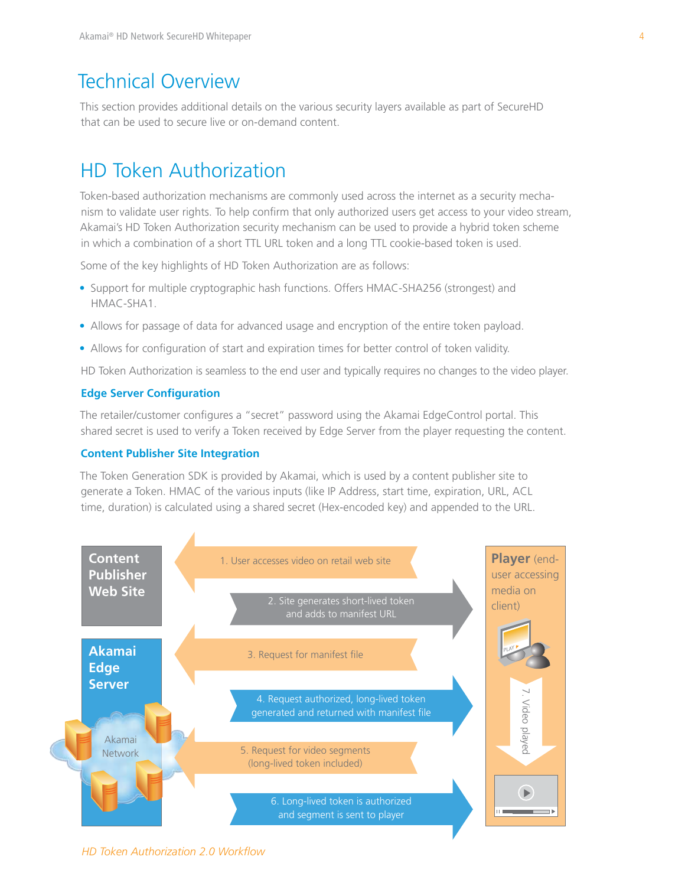# Technical Overview

This section provides additional details on the various security layers available as part of SecureHD that can be used to secure live or on-demand content.

# HD Token Authorization

Token-based authorization mechanisms are commonly used across the internet as a security mechanism to validate user rights. To help confirm that only authorized users get access to your video stream, Akamai's HD Token Authorization security mechanism can be used to provide a hybrid token scheme in which a combination of a short TTL URL token and a long TTL cookie-based token is used.

Some of the key highlights of HD Token Authorization are as follows:

- Support for multiple cryptographic hash functions. Offers HMAC-SHA256 (strongest) and HMAC-SHA1.
- Allows for passage of data for advanced usage and encryption of the entire token payload.
- Allows for configuration of start and expiration times for better control of token validity.

HD Token Authorization is seamless to the end user and typically requires no changes to the video player.

### Edge Server Configuration

The retailer/customer configures a "secret" password using the Akamai EdgeControl portal. This shared secret is used to verify a Token received by Edge Server from the player requesting the content.

### Content Publisher Site Integration

The Token Generation SDK is provided by Akamai, which is used by a content publisher site to generate a Token. HMAC of the various inputs (like IP Address, start time, expiration, URL, ACL time, duration) is calculated using a shared secret (Hex-encoded key) and appended to the URL.

**Content Publisher Web Site** | **Akamai Edge Server** (Akamai Network) | **Player** (end-user accessing media on client)

1. User accesses video on retail web site
2. Site generates short-lived token and adds to manifest URL
3. Request for manifest file
4. Request authorized, long-lived token generated and returned with manifest file
5. Request for video segments (long-lived token included)
6. Long-lived token is authorized and segment is sent to player
7. Video played

*HD Token Authorization 2.0 Workflow*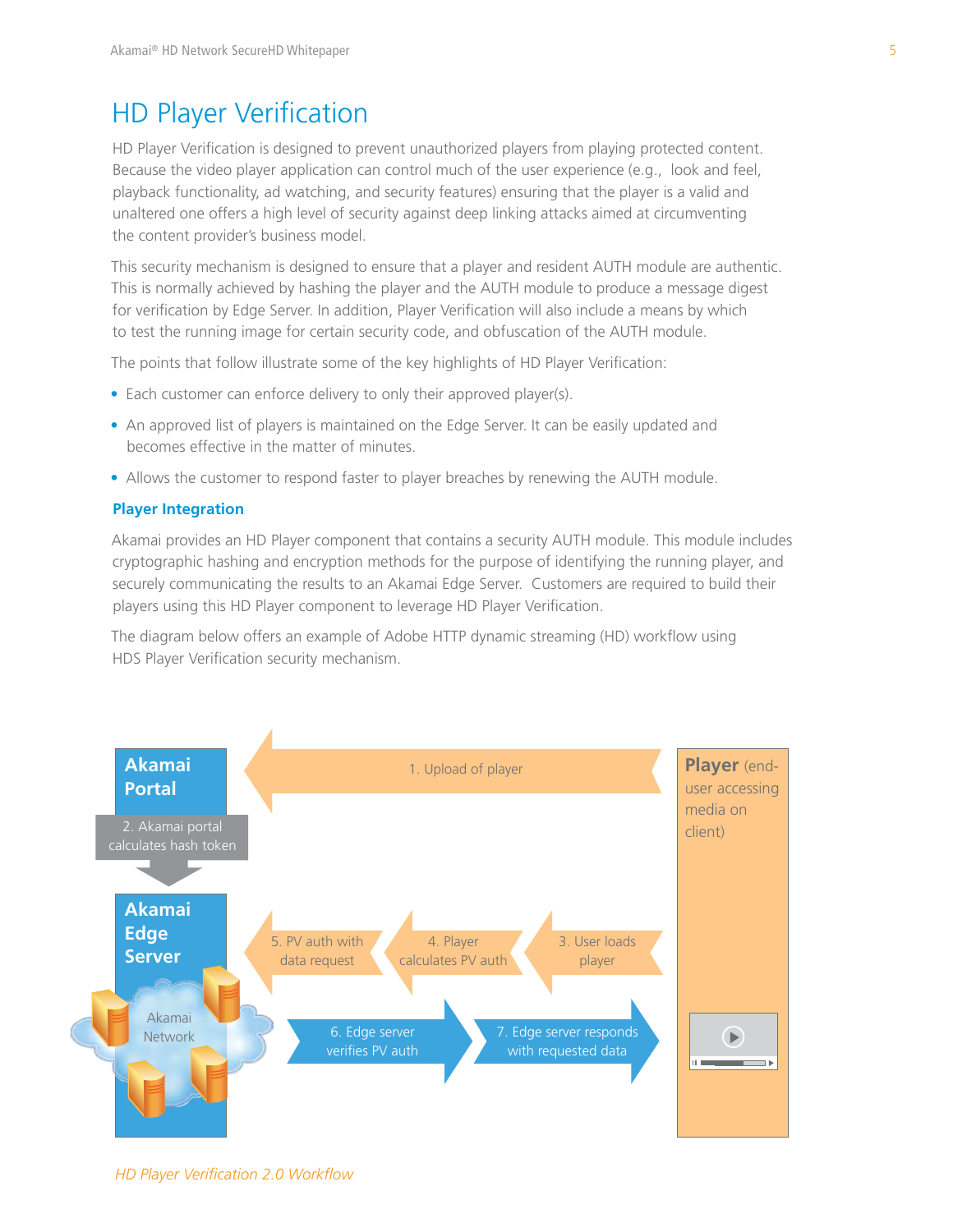# HD Player Verification

HD Player Verification is designed to prevent unauthorized players from playing protected content. Because the video player application can control much of the user experience (e.g., look and feel, playback functionality, ad watching, and security features) ensuring that the player is a valid and unaltered one offers a high level of security against deep linking attacks aimed at circumventing the content provider's business model.

This security mechanism is designed to ensure that a player and resident AUTH module are authentic. This is normally achieved by hashing the player and the AUTH module to produce a message digest for verification by Edge Server. In addition, Player Verification will also include a means by which to test the running image for certain security code, and obfuscation of the AUTH module.

The points that follow illustrate some of the key highlights of HD Player Verification:

- Each customer can enforce delivery to only their approved player(s).
- An approved list of players is maintained on the Edge Server. It can be easily updated and becomes effective in the matter of minutes.
- Allows the customer to respond faster to player breaches by renewing the AUTH module.

### Player Integration

Akamai provides an HD Player component that contains a security AUTH module. This module includes cryptographic hashing and encryption methods for the purpose of identifying the running player, and securely communicating the results to an Akamai Edge Server. Customers are required to build their players using this HD Player component to leverage HD Player Verification.

The diagram below offers an example of Adobe HTTP dynamic streaming (HD) workflow using HDS Player Verification security mechanism.

**Akamai Portal**

2. Akamai portal calculates hash token

**Akamai Edge Server**

Akamai Network

1. Upload of player

3. User loads player

4. Player calculates PV auth

5. PV auth with data request

6. Edge server verifies PV auth

7. Edge server responds with requested data

**Player** (end-user accessing media on client)

*HD Player Verification 2.0 Workflow*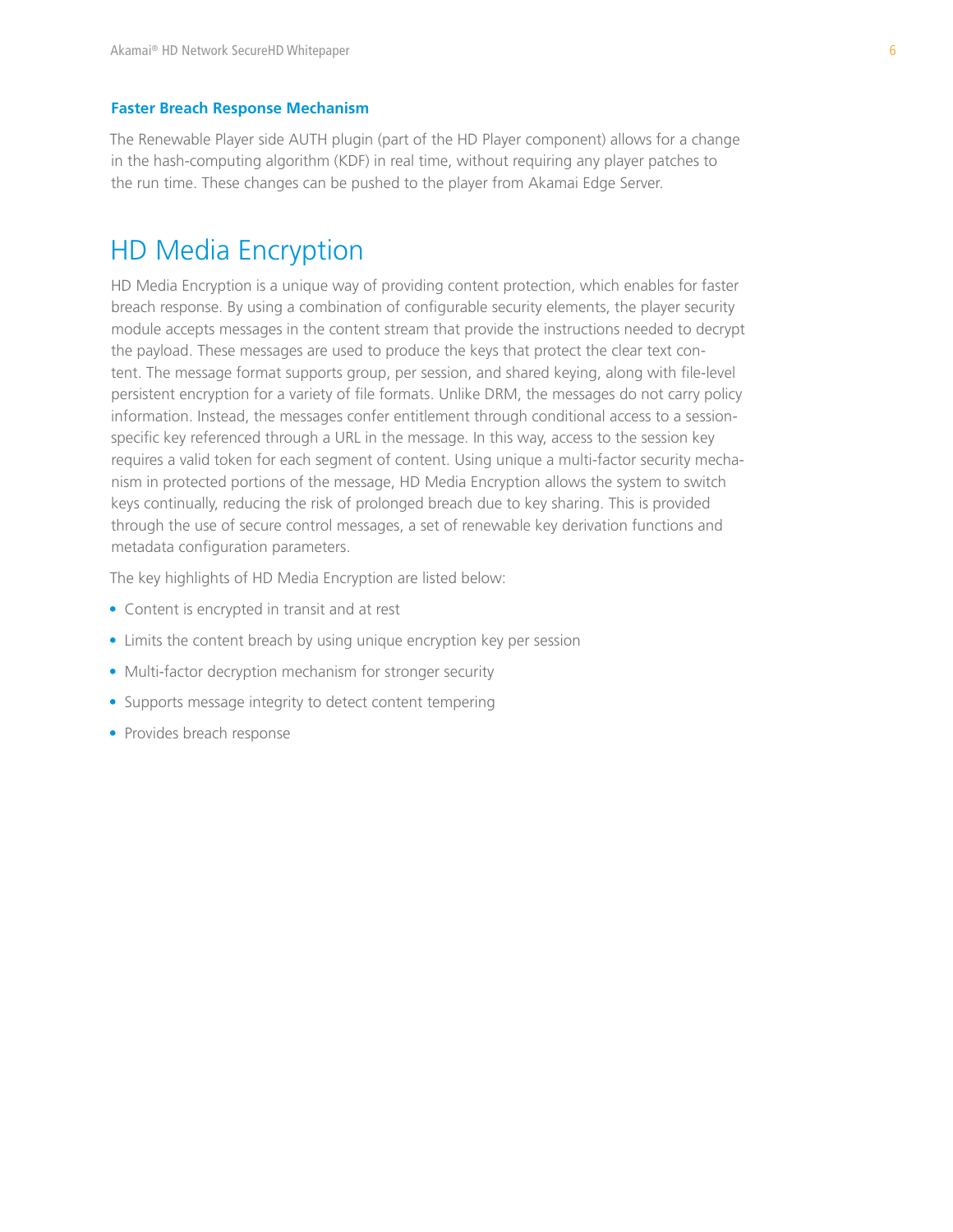### Faster Breach Response Mechanism

The Renewable Player side AUTH plugin (part of the HD Player component) allows for a change in the hash-computing algorithm (KDF) in real time, without requiring any player patches to the run time. These changes can be pushed to the player from Akamai Edge Server.

## HD Media Encryption

HD Media Encryption is a unique way of providing content protection, which enables for faster breach response. By using a combination of configurable security elements, the player security module accepts messages in the content stream that provide the instructions needed to decrypt the payload. These messages are used to produce the keys that protect the clear text content. The message format supports group, per session, and shared keying, along with file-level persistent encryption for a variety of file formats. Unlike DRM, the messages do not carry policy information. Instead, the messages confer entitlement through conditional access to a session-specific key referenced through a URL in the message. In this way, access to the session key requires a valid token for each segment of content. Using unique a multi-factor security mechanism in protected portions of the message, HD Media Encryption allows the system to switch keys continually, reducing the risk of prolonged breach due to key sharing. This is provided through the use of secure control messages, a set of renewable key derivation functions and metadata configuration parameters.

The key highlights of HD Media Encryption are listed below:

- Content is encrypted in transit and at rest
- Limits the content breach by using unique encryption key per session
- Multi-factor decryption mechanism for stronger security
- Supports message integrity to detect content tempering
- Provides breach response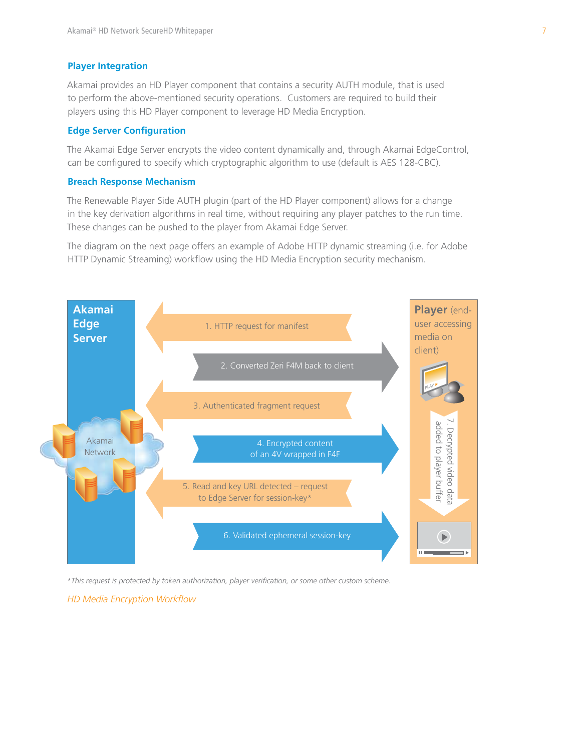### Player Integration

Akamai provides an HD Player component that contains a security AUTH module, that is used to perform the above-mentioned security operations. Customers are required to build their players using this HD Player component to leverage HD Media Encryption.

### Edge Server Configuration

The Akamai Edge Server encrypts the video content dynamically and, through Akamai EdgeControl, can be configured to specify which cryptographic algorithm to use (default is AES 128-CBC).

### Breach Response Mechanism

The Renewable Player Side AUTH plugin (part of the HD Player component) allows for a change in the key derivation algorithms in real time, without requiring any player patches to the run time. These changes can be pushed to the player from Akamai Edge Server.

The diagram on the next page offers an example of Adobe HTTP dynamic streaming (i.e. for Adobe HTTP Dynamic Streaming) workflow using the HD Media Encryption security mechanism.

**Akamai Edge Server** | Akamai Network

**Player** (end-user accessing media on client)

1. HTTP request for manifest
2. Converted Zeri F4M back to client
3. Authenticated fragment request
4. Encrypted content of an 4V wrapped in F4F
5. Read and key URL detected – request to Edge Server for session-key*
6. Validated ephemeral session-key
7. Decrypted video data added to player buffer

*\*This request is protected by token authorization, player verification, or some other custom scheme.*

*HD Media Encryption Workflow*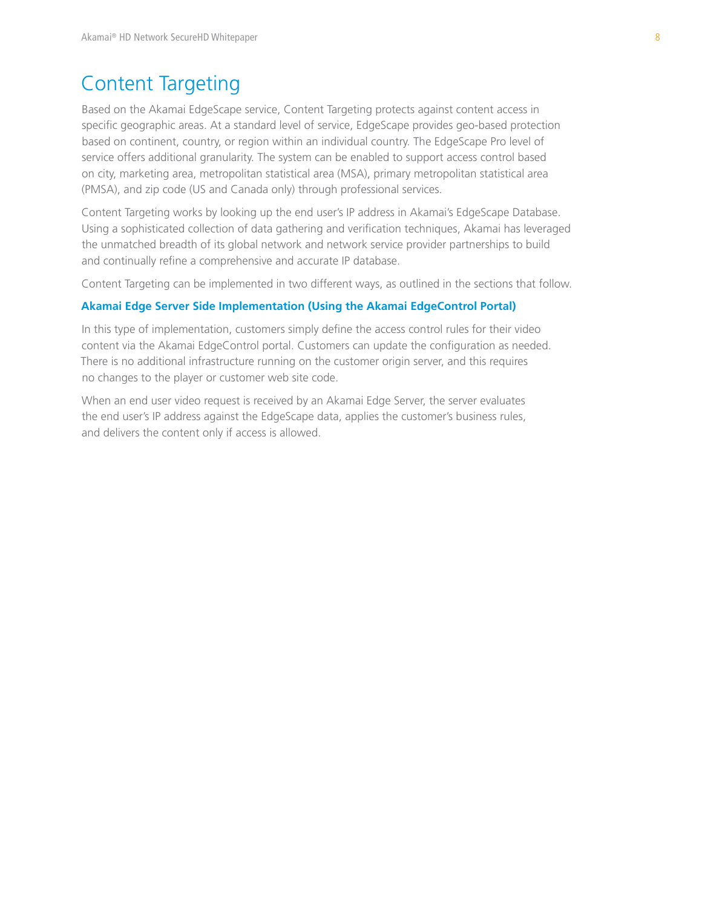# Content Targeting

Based on the Akamai EdgeScape service, Content Targeting protects against content access in specific geographic areas. At a standard level of service, EdgeScape provides geo-based protection based on continent, country, or region within an individual country. The EdgeScape Pro level of service offers additional granularity. The system can be enabled to support access control based on city, marketing area, metropolitan statistical area (MSA), primary metropolitan statistical area (PMSA), and zip code (US and Canada only) through professional services.

Content Targeting works by looking up the end user's IP address in Akamai's EdgeScape Database. Using a sophisticated collection of data gathering and verification techniques, Akamai has leveraged the unmatched breadth of its global network and network service provider partnerships to build and continually refine a comprehensive and accurate IP database.

Content Targeting can be implemented in two different ways, as outlined in the sections that follow.

### Akamai Edge Server Side Implementation (Using the Akamai EdgeControl Portal)

In this type of implementation, customers simply define the access control rules for their video content via the Akamai EdgeControl portal. Customers can update the configuration as needed. There is no additional infrastructure running on the customer origin server, and this requires no changes to the player or customer web site code.

When an end user video request is received by an Akamai Edge Server, the server evaluates the end user's IP address against the EdgeScape data, applies the customer's business rules, and delivers the content only if access is allowed.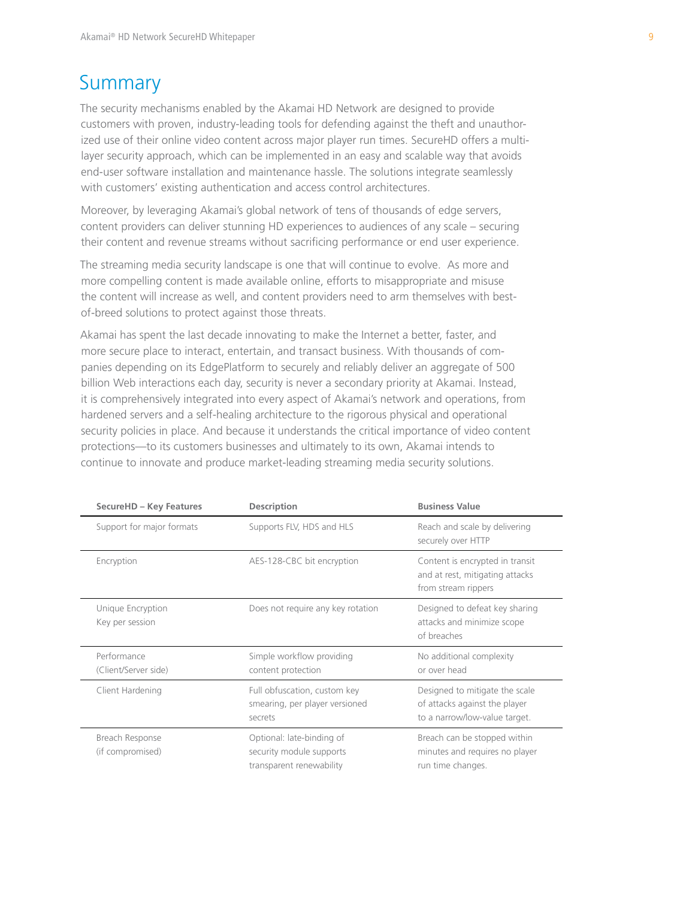# Summary

The security mechanisms enabled by the Akamai HD Network are designed to provide customers with proven, industry-leading tools for defending against the theft and unauthorized use of their online video content across major player run times. SecureHD offers a multi-layer security approach, which can be implemented in an easy and scalable way that avoids end-user software installation and maintenance hassle. The solutions integrate seamlessly with customers' existing authentication and access control architectures.

Moreover, by leveraging Akamai's global network of tens of thousands of edge servers, content providers can deliver stunning HD experiences to audiences of any scale – securing their content and revenue streams without sacrificing performance or end user experience.

The streaming media security landscape is one that will continue to evolve. As more and more compelling content is made available online, efforts to misappropriate and misuse the content will increase as well, and content providers need to arm themselves with best-of-breed solutions to protect against those threats.

Akamai has spent the last decade innovating to make the Internet a better, faster, and more secure place to interact, entertain, and transact business. With thousands of companies depending on its EdgePlatform to securely and reliably deliver an aggregate of 500 billion Web interactions each day, security is never a secondary priority at Akamai. Instead, it is comprehensively integrated into every aspect of Akamai's network and operations, from hardened servers and a self-healing architecture to the rigorous physical and operational security policies in place. And because it understands the critical importance of video content protections—to its customers businesses and ultimately to its own, Akamai intends to continue to innovate and produce market-leading streaming media security solutions.

| SecureHD – Key Features | Description | Business Value |
|---|---|---|
| Support for major formats | Supports FLV, HDS and HLS | Reach and scale by delivering securely over HTTP |
| Encryption | AES-128-CBC bit encryption | Content is encrypted in transit and at rest, mitigating attacks from stream rippers |
| Unique Encryption Key per session | Does not require any key rotation | Designed to defeat key sharing attacks and minimize scope of breaches |
| Performance (Client/Server side) | Simple workflow providing content protection | No additional complexity or over head |
| Client Hardening | Full obfuscation, custom key smearing, per player versioned secrets | Designed to mitigate the scale of attacks against the player to a narrow/low-value target. |
| Breach Response (if compromised) | Optional: late-binding of security module supports transparent renewability | Breach can be stopped within minutes and requires no player run time changes. |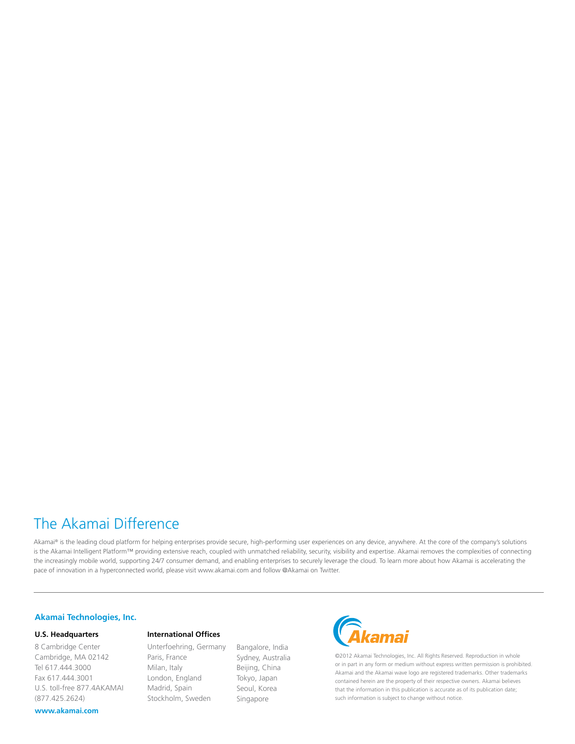## The Akamai Difference

Akamai® is the leading cloud platform for helping enterprises provide secure, high-performing user experiences on any device, anywhere. At the core of the company's solutions is the Akamai Intelligent Platform™ providing extensive reach, coupled with unmatched reliability, security, visibility and expertise. Akamai removes the complexities of connecting the increasingly mobile world, supporting 24/7 consumer demand, and enabling enterprises to securely leverage the cloud. To learn more about how Akamai is accelerating the pace of innovation in a hyperconnected world, please visit www.akamai.com and follow @Akamai on Twitter.

---

**Akamai Technologies, Inc.**

**U.S. Headquarters**

8 Cambridge Center
Cambridge, MA 02142
Tel 617.444.3000
Fax 617.444.3001
U.S. toll-free 877.4AKAMAI
(877.425.2624)

**www.akamai.com**

**International Offices**

Unterfoehring, Germany
Paris, France
Milan, Italy
London, England
Madrid, Spain
Stockholm, Sweden
Bangalore, India
Sydney, Australia
Beijing, China
Tokyo, Japan
Seoul, Korea
Singapore

Akamai

©2012 Akamai Technologies, Inc. All Rights Reserved. Reproduction in whole or in part in any form or medium without express written permission is prohibited. Akamai and the Akamai wave logo are registered trademarks. Other trademarks contained herein are the property of their respective owners. Akamai believes that the information in this publication is accurate as of its publication date; such information is subject to change without notice.